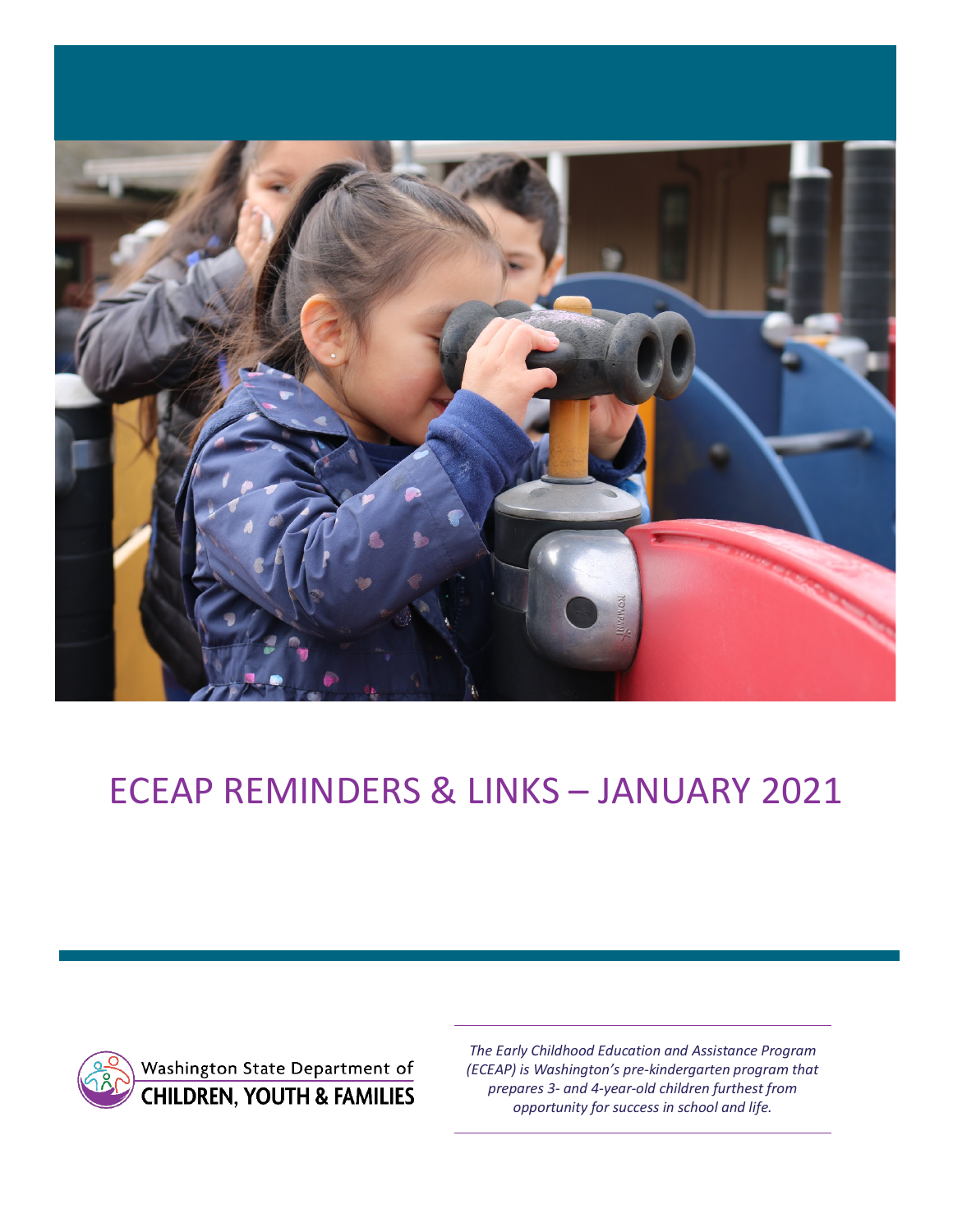# ECEAP REMINDERS & LINKS – JANUARY 2021

Washington State Department of CHILDREN, YOUTH & FAMILIES

*The Early Childhood Education and Assistance Program (ECEAP) is Washington's pre-kindergarten program that prepares 3- and 4-year-old children furthest from opportunity for success in school and life.*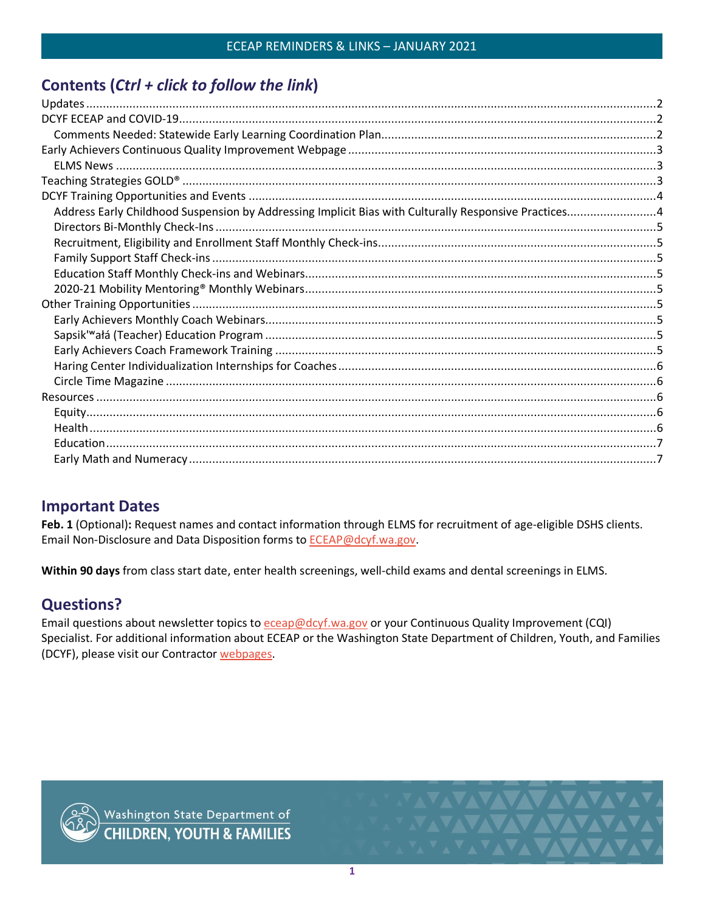ECEAP REMINDERS & LINKS – JANUARY 2021

## Contents (*Ctrl + click to follow the link*)

- Updates ..... 2
- DCYF ECEAP and COVID-19 ..... 2
  - Comments Needed: Statewide Early Learning Coordination Plan ..... 2
- Early Achievers Continuous Quality Improvement Webpage ..... 3
  - ELMS News ..... 3
- Teaching Strategies GOLD® ..... 3
- DCYF Training Opportunities and Events ..... 4
  - Address Early Childhood Suspension by Addressing Implicit Bias with Culturally Responsive Practices ..... 4
  - Directors Bi-Monthly Check-Ins ..... 5
  - Recruitment, Eligibility and Enrollment Staff Monthly Check-ins ..... 5
  - Family Support Staff Check-ins ..... 5
  - Education Staff Monthly Check-ins and Webinars ..... 5
  - 2020-21 Mobility Mentoring® Monthly Webinars ..... 5
- Other Training Opportunities ..... 5
  - Early Achievers Monthly Coach Webinars ..... 5
  - Sapsik'ʷałá (Teacher) Education Program ..... 5
  - Early Achievers Coach Framework Training ..... 5
  - Haring Center Individualization Internships for Coaches ..... 6
  - Circle Time Magazine ..... 6
- Resources ..... 6
  - Equity ..... 6
  - Health ..... 6
  - Education ..... 7
  - Early Math and Numeracy ..... 7

## Important Dates

**Feb. 1** (Optional)**:** Request names and contact information through ELMS for recruitment of age-eligible DSHS clients. Email Non-Disclosure and Data Disposition forms to ECEAP@dcyf.wa.gov.

**Within 90 days** from class start date, enter health screenings, well-child exams and dental screenings in ELMS.

## Questions?

Email questions about newsletter topics to eceap@dcyf.wa.gov or your Continuous Quality Improvement (CQI) Specialist. For additional information about ECEAP or the Washington State Department of Children, Youth, and Families (DCYF), please visit our Contractor webpages.

Washington State Department of CHILDREN, YOUTH & FAMILIES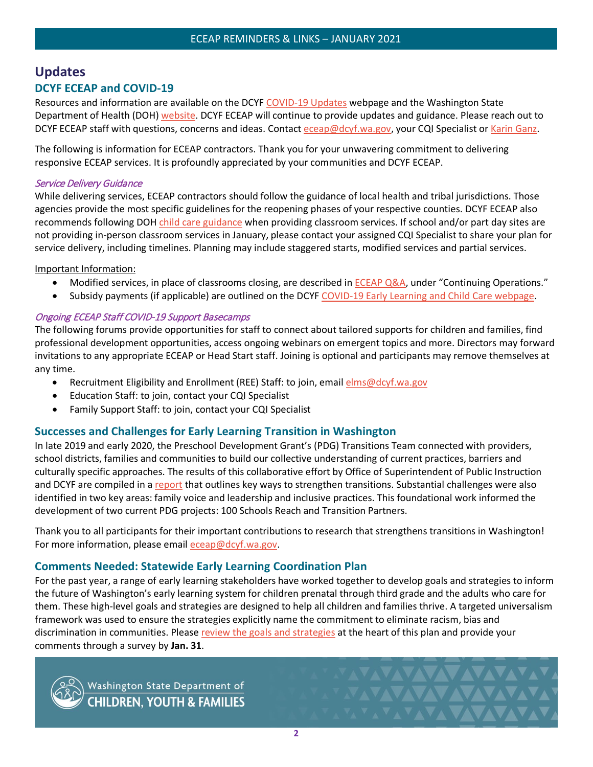# Updates

## DCYF ECEAP and COVID-19

Resources and information are available on the DCYF COVID-19 Updates webpage and the Washington State Department of Health (DOH) website. DCYF ECEAP will continue to provide updates and guidance. Please reach out to DCYF ECEAP staff with questions, concerns and ideas. Contact eceap@dcyf.wa.gov, your CQI Specialist or Karin Ganz.

The following is information for ECEAP contractors. Thank you for your unwavering commitment to delivering responsive ECEAP services. It is profoundly appreciated by your communities and DCYF ECEAP.

*Service Delivery Guidance*

While delivering services, ECEAP contractors should follow the guidance of local health and tribal jurisdictions. Those agencies provide the most specific guidelines for the reopening phases of your respective counties. DCYF ECEAP also recommends following DOH child care guidance when providing classroom services. If school and/or part day sites are not providing in-person classroom services in January, please contact your assigned CQI Specialist to share your plan for service delivery, including timelines. Planning may include staggered starts, modified services and partial services.

Important Information:

- Modified services, in place of classrooms closing, are described in ECEAP Q&A, under "Continuing Operations."
- Subsidy payments (if applicable) are outlined on the DCYF COVID-19 Early Learning and Child Care webpage.

*Ongoing ECEAP Staff COVID-19 Support Basecamps*

The following forums provide opportunities for staff to connect about tailored supports for children and families, find professional development opportunities, access ongoing webinars on emergent topics and more. Directors may forward invitations to any appropriate ECEAP or Head Start staff. Joining is optional and participants may remove themselves at any time.

- Recruitment Eligibility and Enrollment (REE) Staff: to join, email elms@dcyf.wa.gov
- Education Staff: to join, contact your CQI Specialist
- Family Support Staff: to join, contact your CQI Specialist

## Successes and Challenges for Early Learning Transition in Washington

In late 2019 and early 2020, the Preschool Development Grant's (PDG) Transitions Team connected with providers, school districts, families and communities to build our collective understanding of current practices, barriers and culturally specific approaches. The results of this collaborative effort by Office of Superintendent of Public Instruction and DCYF are compiled in a report that outlines key ways to strengthen transitions. Substantial challenges were also identified in two key areas: family voice and leadership and inclusive practices. This foundational work informed the development of two current PDG projects: 100 Schools Reach and Transition Partners.

Thank you to all participants for their important contributions to research that strengthens transitions in Washington! For more information, please email eceap@dcyf.wa.gov.

## Comments Needed: Statewide Early Learning Coordination Plan

For the past year, a range of early learning stakeholders have worked together to develop goals and strategies to inform the future of Washington's early learning system for children prenatal through third grade and the adults who care for them. These high-level goals and strategies are designed to help all children and families thrive. A targeted universalism framework was used to ensure the strategies explicitly name the commitment to eliminate racism, bias and discrimination in communities. Please review the goals and strategies at the heart of this plan and provide your comments through a survey by **Jan. 31**.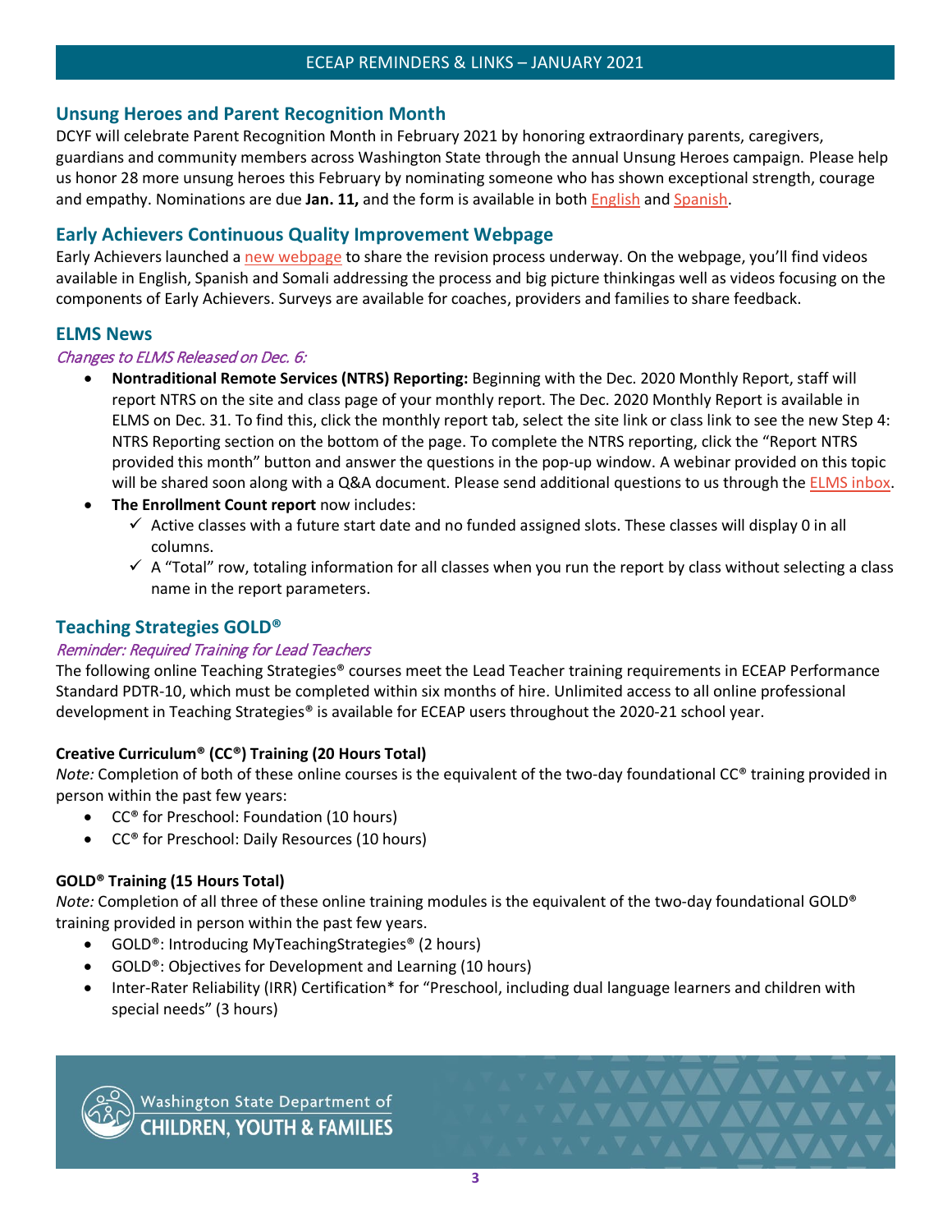## Unsung Heroes and Parent Recognition Month

DCYF will celebrate Parent Recognition Month in February 2021 by honoring extraordinary parents, caregivers, guardians and community members across Washington State through the annual Unsung Heroes campaign. Please help us honor 28 more unsung heroes this February by nominating someone who has shown exceptional strength, courage and empathy. Nominations are due **Jan. 11,** and the form is available in both English and Spanish.

## Early Achievers Continuous Quality Improvement Webpage

Early Achievers launched a new webpage to share the revision process underway. On the webpage, you'll find videos available in English, Spanish and Somali addressing the process and big picture thinkingas well as videos focusing on the components of Early Achievers. Surveys are available for coaches, providers and families to share feedback.

## ELMS News

*Changes to ELMS Released on Dec. 6:*

- **Nontraditional Remote Services (NTRS) Reporting:** Beginning with the Dec. 2020 Monthly Report, staff will report NTRS on the site and class page of your monthly report. The Dec. 2020 Monthly Report is available in ELMS on Dec. 31. To find this, click the monthly report tab, select the site link or class link to see the new Step 4: NTRS Reporting section on the bottom of the page. To complete the NTRS reporting, click the "Report NTRS provided this month" button and answer the questions in the pop-up window. A webinar provided on this topic will be shared soon along with a Q&A document. Please send additional questions to us through the ELMS inbox.
- **The Enrollment Count report** now includes:
  - ✓ Active classes with a future start date and no funded assigned slots. These classes will display 0 in all columns.
  - ✓ A "Total" row, totaling information for all classes when you run the report by class without selecting a class name in the report parameters.

## Teaching Strategies GOLD®

*Reminder: Required Training for Lead Teachers*

The following online Teaching Strategies® courses meet the Lead Teacher training requirements in ECEAP Performance Standard PDTR-10, which must be completed within six months of hire. Unlimited access to all online professional development in Teaching Strategies® is available for ECEAP users throughout the 2020-21 school year.

**Creative Curriculum® (CC®) Training (20 Hours Total)**

*Note:* Completion of both of these online courses is the equivalent of the two-day foundational CC® training provided in person within the past few years:

- CC® for Preschool: Foundation (10 hours)
- CC® for Preschool: Daily Resources (10 hours)

**GOLD® Training (15 Hours Total)**

*Note:* Completion of all three of these online training modules is the equivalent of the two-day foundational GOLD® training provided in person within the past few years.

- GOLD®: Introducing MyTeachingStrategies® (2 hours)
- GOLD®: Objectives for Development and Learning (10 hours)
- Inter-Rater Reliability (IRR) Certification* for "Preschool, including dual language learners and children with special needs" (3 hours)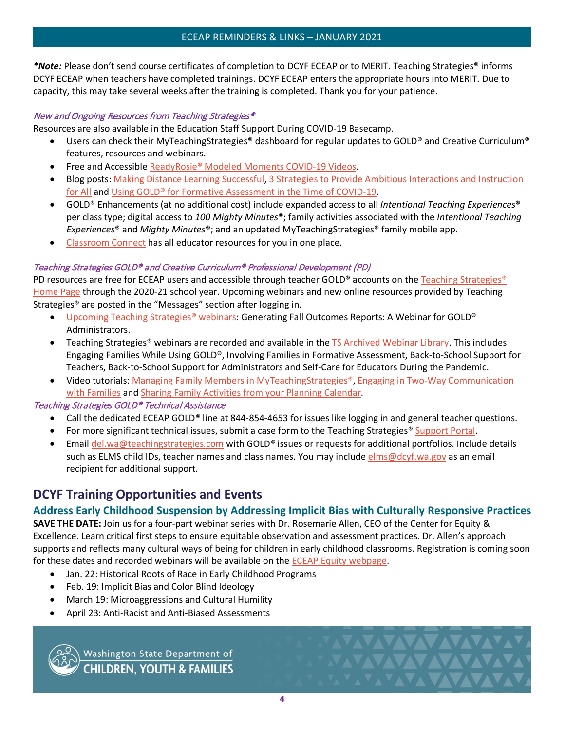***Note:** Please don't send course certificates of completion to DCYF ECEAP or to MERIT. Teaching Strategies® informs DCYF ECEAP when teachers have completed trainings. DCYF ECEAP enters the appropriate hours into MERIT. Due to capacity, this may take several weeks after the training is completed. Thank you for your patience.

*New and Ongoing Resources from Teaching Strategies®*

Resources are also available in the Education Staff Support During COVID-19 Basecamp.

- Users can check their MyTeachingStrategies® dashboard for regular updates to GOLD® and Creative Curriculum® features, resources and webinars.
- Free and Accessible ReadyRosie® Modeled Moments COVID-19 Videos.
- Blog posts: Making Distance Learning Successful, 3 Strategies to Provide Ambitious Interactions and Instruction for All and Using GOLD® for Formative Assessment in the Time of COVID-19.
- GOLD® Enhancements (at no additional cost) include expanded access to all *Intentional Teaching Experiences*® per class type; digital access to *100 Mighty Minutes*®; family activities associated with the *Intentional Teaching Experiences*® and *Mighty Minutes*®; and an updated MyTeachingStrategies® family mobile app.
- Classroom Connect has all educator resources for you in one place.

*Teaching Strategies GOLD® and Creative Curriculum® Professional Development (PD)*

PD resources are free for ECEAP users and accessible through teacher GOLD® accounts on the Teaching Strategies® Home Page through the 2020-21 school year. Upcoming webinars and new online resources provided by Teaching Strategies® are posted in the "Messages" section after logging in.

- Upcoming Teaching Strategies® webinars: Generating Fall Outcomes Reports: A Webinar for GOLD® Administrators.
- Teaching Strategies® webinars are recorded and available in the TS Archived Webinar Library. This includes Engaging Families While Using GOLD®, Involving Families in Formative Assessment, Back-to-School Support for Teachers, Back-to-School Support for Administrators and Self-Care for Educators During the Pandemic.
- Video tutorials: Managing Family Members in MyTeachingStrategies®, Engaging in Two-Way Communication with Families and Sharing Family Activities from your Planning Calendar.

*Teaching Strategies GOLD® Technical Assistance*

- Call the dedicated ECEAP GOLD® line at 844-854-4653 for issues like logging in and general teacher questions.
- For more significant technical issues, submit a case form to the Teaching Strategies® Support Portal.
- Email del.wa@teachingstrategies.com with GOLD® issues or requests for additional portfolios. Include details such as ELMS child IDs, teacher names and class names. You may include elms@dcyf.wa.gov as an email recipient for additional support.

## DCYF Training Opportunities and Events

### Address Early Childhood Suspension by Addressing Implicit Bias with Culturally Responsive Practices

**SAVE THE DATE:** Join us for a four-part webinar series with Dr. Rosemarie Allen, CEO of the Center for Equity & Excellence. Learn critical first steps to ensure equitable observation and assessment practices. Dr. Allen's approach supports and reflects many cultural ways of being for children in early childhood classrooms. Registration is coming soon for these dates and recorded webinars will be available on the ECEAP Equity webpage.

- Jan. 22: Historical Roots of Race in Early Childhood Programs
- Feb. 19: Implicit Bias and Color Blind Ideology
- March 19: Microaggressions and Cultural Humility
- April 23: Anti-Racist and Anti-Biased Assessments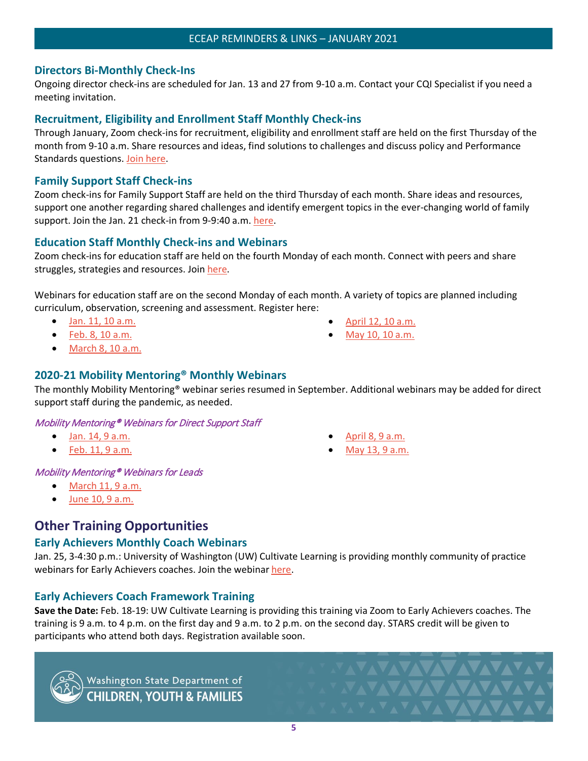## ECEAP REMINDERS & LINKS – JANUARY 2021

### Directors Bi-Monthly Check-Ins

Ongoing director check-ins are scheduled for Jan. 13 and 27 from 9-10 a.m. Contact your CQI Specialist if you need a meeting invitation.

### Recruitment, Eligibility and Enrollment Staff Monthly Check-ins

Through January, Zoom check-ins for recruitment, eligibility and enrollment staff are held on the first Thursday of the month from 9-10 a.m. Share resources and ideas, find solutions to challenges and discuss policy and Performance Standards questions. Join here.

### Family Support Staff Check-ins

Zoom check-ins for Family Support Staff are held on the third Thursday of each month. Share ideas and resources, support one another regarding shared challenges and identify emergent topics in the ever-changing world of family support. Join the Jan. 21 check-in from 9-9:40 a.m. here.

### Education Staff Monthly Check-ins and Webinars

Zoom check-ins for education staff are held on the fourth Monday of each month. Connect with peers and share struggles, strategies and resources. Join here.

Webinars for education staff are on the second Monday of each month. A variety of topics are planned including curriculum, observation, screening and assessment. Register here:

- Jan. 11, 10 a.m.
- Feb. 8, 10 a.m.
- March 8, 10 a.m.
- April 12, 10 a.m.
- May 10, 10 a.m.

### 2020-21 Mobility Mentoring® Monthly Webinars

The monthly Mobility Mentoring® webinar series resumed in September. Additional webinars may be added for direct support staff during the pandemic, as needed.

*Mobility Mentoring® Webinars for Direct Support Staff*

- Jan. 14, 9 a.m.
- Feb. 11, 9 a.m.
- April 8, 9 a.m.
- May 13, 9 a.m.

*Mobility Mentoring® Webinars for Leads*

- March 11, 9 a.m.
- June 10, 9 a.m.

## Other Training Opportunities

### Early Achievers Monthly Coach Webinars

Jan. 25, 3-4:30 p.m.: University of Washington (UW) Cultivate Learning is providing monthly community of practice webinars for Early Achievers coaches. Join the webinar here.

### Early Achievers Coach Framework Training

**Save the Date:** Feb. 18-19: UW Cultivate Learning is providing this training via Zoom to Early Achievers coaches. The training is 9 a.m. to 4 p.m. on the first day and 9 a.m. to 2 p.m. on the second day. STARS credit will be given to participants who attend both days. Registration available soon.

Washington State Department of CHILDREN, YOUTH & FAMILIES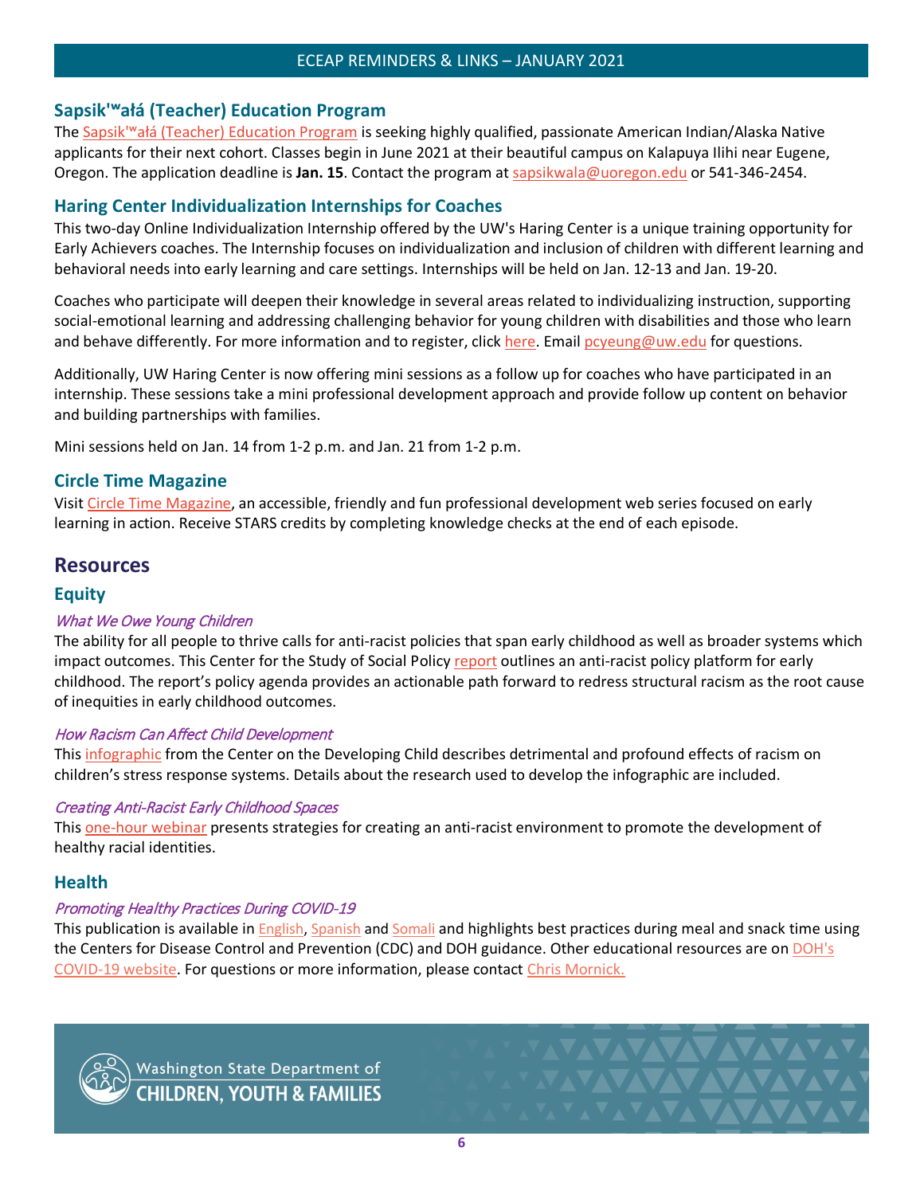## Sapsik'ʷałá (Teacher) Education Program

The Sapsik'ʷałá (Teacher) Education Program is seeking highly qualified, passionate American Indian/Alaska Native applicants for their next cohort. Classes begin in June 2021 at their beautiful campus on Kalapuya Ilihi near Eugene, Oregon. The application deadline is **Jan. 15**. Contact the program at sapsikwala@uoregon.edu or 541-346-2454.

## Haring Center Individualization Internships for Coaches

This two-day Online Individualization Internship offered by the UW's Haring Center is a unique training opportunity for Early Achievers coaches. The Internship focuses on individualization and inclusion of children with different learning and behavioral needs into early learning and care settings. Internships will be held on Jan. 12-13 and Jan. 19-20.

Coaches who participate will deepen their knowledge in several areas related to individualizing instruction, supporting social-emotional learning and addressing challenging behavior for young children with disabilities and those who learn and behave differently. For more information and to register, click here. Email pcyeung@uw.edu for questions.

Additionally, UW Haring Center is now offering mini sessions as a follow up for coaches who have participated in an internship. These sessions take a mini professional development approach and provide follow up content on behavior and building partnerships with families.

Mini sessions held on Jan. 14 from 1-2 p.m. and Jan. 21 from 1-2 p.m.

## Circle Time Magazine

Visit Circle Time Magazine, an accessible, friendly and fun professional development web series focused on early learning in action. Receive STARS credits by completing knowledge checks at the end of each episode.

# Resources

## Equity

### *What We Owe Young Children*

The ability for all people to thrive calls for anti-racist policies that span early childhood as well as broader systems which impact outcomes. This Center for the Study of Social Policy report outlines an anti-racist policy platform for early childhood. The report's policy agenda provides an actionable path forward to redress structural racism as the root cause of inequities in early childhood outcomes.

### *How Racism Can Affect Child Development*

This infographic from the Center on the Developing Child describes detrimental and profound effects of racism on children's stress response systems. Details about the research used to develop the infographic are included.

### *Creating Anti-Racist Early Childhood Spaces*

This one-hour webinar presents strategies for creating an anti-racist environment to promote the development of healthy racial identities.

## Health

### *Promoting Healthy Practices During COVID-19*

This publication is available in English, Spanish and Somali and highlights best practices during meal and snack time using the Centers for Disease Control and Prevention (CDC) and DOH guidance. Other educational resources are on DOH's COVID-19 website. For questions or more information, please contact Chris Mornick.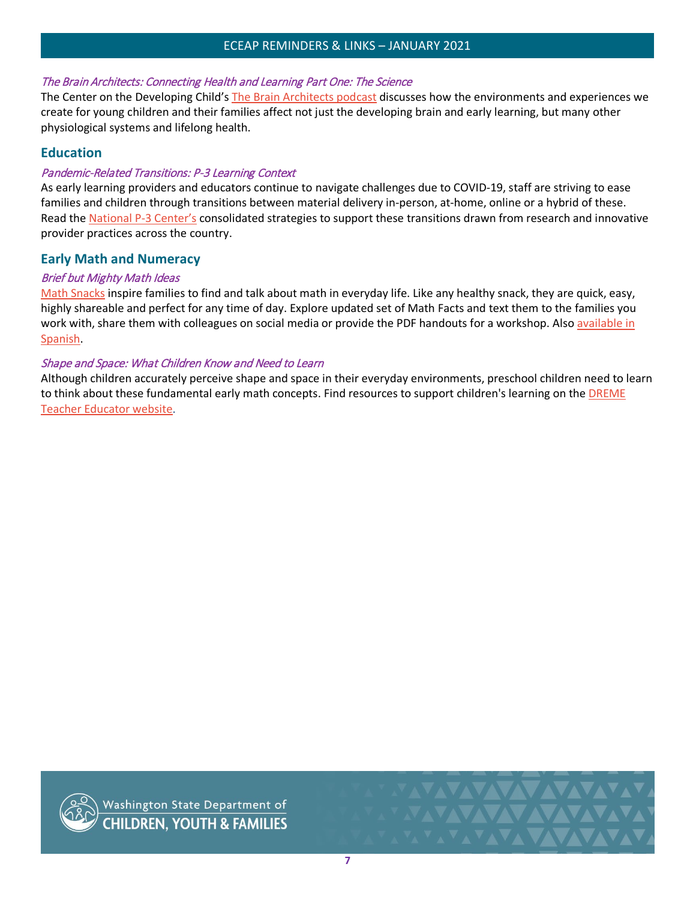*The Brain Architects: Connecting Health and Learning Part One: The Science*

The Center on the Developing Child's The Brain Architects podcast discusses how the environments and experiences we create for young children and their families affect not just the developing brain and early learning, but many other physiological systems and lifelong health.

## Education

*Pandemic-Related Transitions: P-3 Learning Context*

As early learning providers and educators continue to navigate challenges due to COVID-19, staff are striving to ease families and children through transitions between material delivery in-person, at-home, online or a hybrid of these. Read the National P-3 Center's consolidated strategies to support these transitions drawn from research and innovative provider practices across the country.

## Early Math and Numeracy

*Brief but Mighty Math Ideas*

Math Snacks inspire families to find and talk about math in everyday life. Like any healthy snack, they are quick, easy, highly shareable and perfect for any time of day. Explore updated set of Math Facts and text them to the families you work with, share them with colleagues on social media or provide the PDF handouts for a workshop. Also available in Spanish.

*Shape and Space: What Children Know and Need to Learn*

Although children accurately perceive shape and space in their everyday environments, preschool children need to learn to think about these fundamental early math concepts. Find resources to support children's learning on the DREME Teacher Educator website.